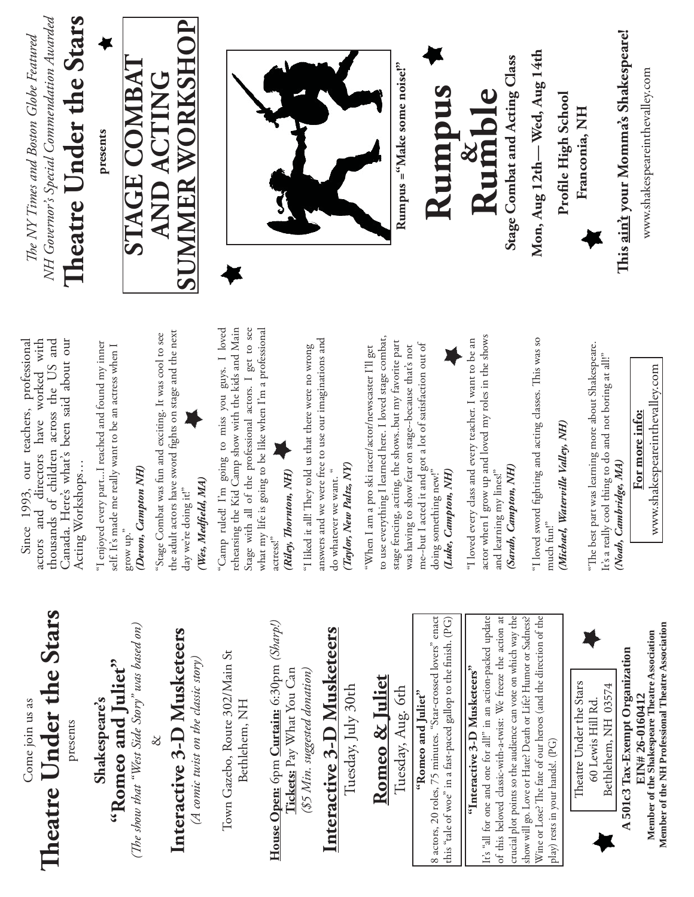Come join us as

# Theatre Under the Stars

presents

## Shakespeare's "Romeo and Juliet"

*(The show that "West Side Story" was based on)*

&

## Interactive 3-D Musketeers

*(A comic twist on the classic story)*

Town Gazebo, Route 302/Main St
Bethlehem, NH

**House Open:** 6pm **Curtain:** 6:30pm *(Sharp!)*
**Tickets:** Pay What You Can
*($5 Min. suggested donation)*

## Interactive 3-D Musketeers

Tuesday, July 30th

## Romeo & Juliet

Tuesday, Aug. 6th

**"Romeo and Juliet"**
8 actors, 20 roles, 75 minutes. "Star-crossed lovers" enact this "tale of woe" in a fast-paced gallop to the finish. (PG)

**"Interactive 3-D Musketeers"**
It's "all for one and one for all!" in an action-packed update of this beloved classic-with-a-twist: We freeze the action at crucial plot points so the audience can vote on which way the show will go. Love or Hate? Death or Life? Humor or Sadness? Wine or Lose? The fate of our heroes (and the direction of the play) rests in your hands!. (PG)

Theatre Under the Stars
60 Lewis Hill Rd.
Bethlehem, NH 03574

**A 501c3 Tax-Exempt Organization**
**EIN# 26-0160412**
**Member of the Shakespeare Theatre Association**
**Member of the NH Professional Theatre Association**

Since 1993, our teachers, professional actors and directors have worked with thousands of children across the US and Canada. Here's what's been said about our Acting Workshops...

"I enjoyed every part...I reached and found my inner self. It's made me really want to be an actress when I grow up."
***(Devon, Campton NH)***

"Stage Combat was fun and exciting. It was cool to see the adult actors have sword fights on stage and the next day we're doing it!"
***(Wes, Medfield, MA)***

"Camp ruled! I'm going to miss you guys. I loved rehearsing the Kid Camp show with the kids and Main Stage with all of the professional actors. I get to see what my life is going to be like when I'm a professional actress!"
***(Riley, Thornton, NH)***

"I liked it all! They told us that there were no wrong answers and we were free to use our imaginations and do whatever we want. "
***(Taylor, New Paltz, NY)***

"When I am a pro ski racer/actor/newscaster I'll get to use everything I learned here. I loved stage combat, stage fencing, acting, the shows..but my favorite part was having to show fear on stage--because that's not me--but I acted it and got a lot of satisfaction out of doing something new!"
***(Luke, Campton, NH)***

"I loved every class and every teacher. I want to be an actor when I grow up and loved my roles in the shows and learning my lines!"
***(Sarah, Campton, NH)***

"I loved sword fighting and acting classes. This was so much fun!"
***(Michael, Waterville Valley, NH)***

"The best part was learning more about Shakespeare. It's a really cool thing to do and not boring at all!"
***(Noah, Cambridge, MA)***

**For more info:**
www.shakespeareinthevalley.com

*The NY Times and Boston Globe Featured*
*NH Governor's Special Commendation Awarded*

# Theatre Under the Stars

**presents**

# STAGE COMBAT AND ACTING SUMMER WORKSHOP

**Rumpus = "Make some noise!"**

# Rumpus & Rumble

**Stage Combat and Acting Class**

**Mon, Aug 12th— Wed, Aug 14th**

**Profile High School**
**Franconia, NH**

**This ain't your Momma's Shakespeare!**
www.shakespeareinthevalley.com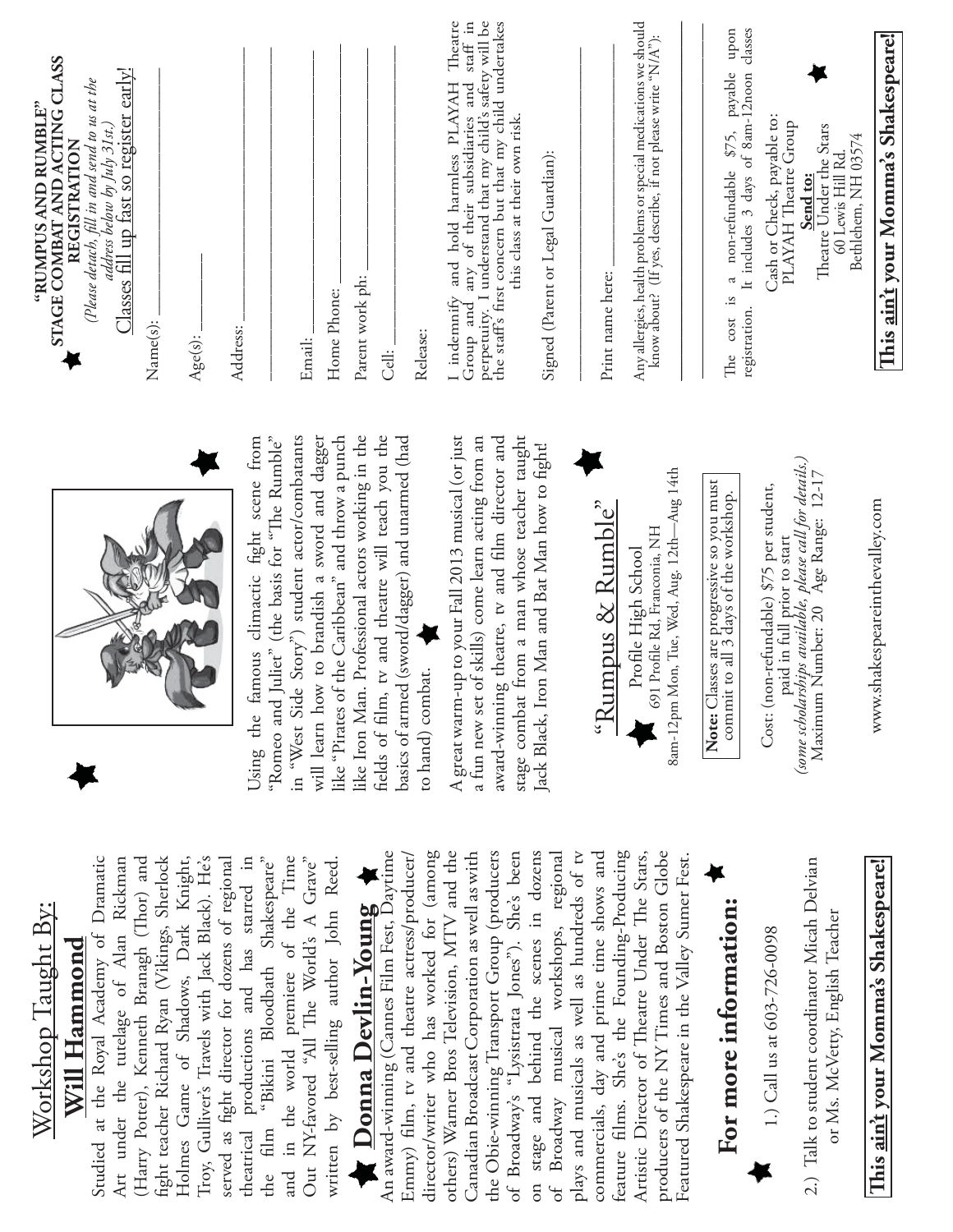# Workshop Taught By:

## Will Hammond

Studied at the Royal Academy of Dramatic Art under the tutelage of Alan Rickman (Harry Potter), Kenneth Branagh (Thor) and fight teacher Richard Ryan (Vikings, Sherlock Holmes Game of Shadows, Dark Knight, Troy, Gulliver's Travels with Jack Black). He's served as fight director for dozens of regional theatrical productions and has starred in the film "Bikini Bloodbath Shakespeare" and in the world premiere of the Time Out NY-favored "All The World's A Grave" written by best-selling author John Reed.

## Donna Devlin-Young

An award-winning (Cannes Film Fest, Daytime Emmy) film, tv and theatre actress/producer/director/writer who has worked for (among others) Warner Bros Television, MTV and the Canadian Broadcast Corporation as well as with the Obie-winning Transport Group (producers of Broadway's "Lysistrata Jones"). She's been on stage and behind the scenes in dozens of Broadway musical workshops, regional plays and musicals as well as hundreds of tv commercials, day and prime time shows and feature films. She's the Founding-Producing Artistic Director of Theatre Under The Stars, producers of the NY Times and Boston Globe Featured Shakespeare in the Valley Sumer Fest.

## For more information:

1.) Call us at 603-726-0098

2.) Talk to student coordinator Micah Delvian or Ms. McVetty, English Teacher

**This ain't your Momma's Shakespeare!**

Using the famous climactic fight scene from "Romeo and Juliet" (the basis for "The Rumble" in "West Side Story") student actor/combatants will learn how to brandish a sword and dagger like "Pirates of the Caribbean" and throw a punch like Iron Man. Professional actors working in the fields of film, tv and theatre will teach you the basics of armed (sword/dagger) and unarmed (had to hand) combat.

A great warm-up to your Fall 2013 musical (or just a fun new set of skills) come learn acting from an award-winning theatre, tv and film director and stage combat from a man whose teacher taught Jack Black, Iron Man and Bat Man how to fight!

## "Rumpus & Rumble"

Profile High School
691 Profile Rd, Franconia, NH
8am-12pm Mon, Tue, Wed, Aug. 12th—Aug 14th

**Note:** Classes are progressive so you must commit to all 3 days of the workshop.

Cost: (non-refundable) $75 per student, paid in full prior to start
*(some scholarships available, please call for details.)*
Maximum Number: 20 Age Range: 12-17

www.shakespeareinthevalley.com

## "RUMPUS AND RUMBLE" STAGE COMBAT AND ACTING CLASS REGISTRATION

*(Please detach, fill in and send to us at the address below by July 31st.)*

Classes fill up fast so register early!

Name(s): ____________________

Age(s): ____________________

Address: ____________________

____________________

Email: ____________________

Home Phone: ____________________

Parent work ph: ____________________

Cell: ____________________

Release:

I indemnify and hold harmless PLAYAH Theatre Group and any of their subsidiaries and staff in perpetuity. I understand that my child's safety will be the staff's first concern but that my child undertakes this class at their own risk.

Signed (Parent or Legal Guardian):

____________________

Print name here: ____________________

Any allergies, health problems or special medications we should know about? (If yes, describe, if not please write "N/A"):

____________________

The cost is a non-refundable $75, payable upon registration. It includes 3 days of 8am-12noon classes

Cash or Check, payable to:
PLAYAH Theatre Group

**Send to:**
Theatre Under the Stars
60 Lewis Hill Rd.
Bethlehem, NH 03574

**This ain't your Momma's Shakespeare!**